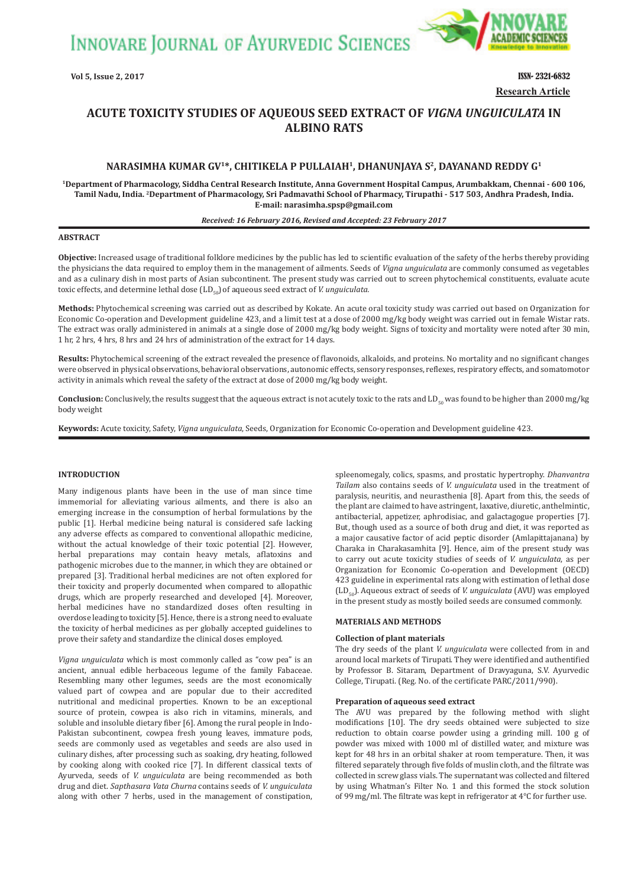Research Article

# ACUTE TOXICITY STUDIES OF AQUEOUS SEED EXTRACT OF *VIGNA UNGUICULATA* IN ALBINO RATS

**NARASIMHA KUMAR GV[1]*, CHITIKELA P PULLAIAH[1], DHANUNJAYA S[2], DAYANAND REDDY G[1]**

[1]Department of Pharmacology, Siddha Central Research Institute, Anna Government Hospital Campus, Arumbakkam, Chennai - 600 106, Tamil Nadu, India. [2]Department of Pharmacology, Sri Padmavathi School of Pharmacy, Tirupathi - 517 503, Andhra Pradesh, India. E-mail: narasimha.spsp@gmail.com

*Received: 16 February 2016, Revised and Accepted: 23 February 2017*

## ABSTRACT

**Objective:** Increased usage of traditional folklore medicines by the public has led to scientific evaluation of the safety of the herbs thereby providing the physicians the data required to employ them in the management of ailments. Seeds of *Vigna unguiculata* are commonly consumed as vegetables and as a culinary dish in most parts of Asian subcontinent. The present study was carried out to screen phytochemical constituents, evaluate acute toxic effects, and determine lethal dose ($LD_{50}$) of aqueous seed extract of *V. unguiculata.*

**Methods:** Phytochemical screening was carried out as described by Kokate. An acute oral toxicity study was carried out based on Organization for Economic Co-operation and Development guideline 423, and a limit test at a dose of 2000 mg/kg body weight was carried out in female Wistar rats. The extract was orally administered in animals at a single dose of 2000 mg/kg body weight. Signs of toxicity and mortality were noted after 30 min, 1 hr, 2 hrs, 4 hrs, 8 hrs and 24 hrs of administration of the extract for 14 days.

**Results:** Phytochemical screening of the extract revealed the presence of flavonoids, alkaloids, and proteins. No mortality and no significant changes were observed in physical observations, behavioral observations, autonomic effects, sensory responses, reflexes, respiratory effects, and somatomotor activity in animals which reveal the safety of the extract at dose of 2000 mg/kg body weight.

**Conclusion:** Conclusively, the results suggest that the aqueous extract is not acutely toxic to the rats and $LD_{50}$ was found to be higher than 2000 mg/kg body weight

**Keywords:** Acute toxicity, Safety, *Vigna unguiculata*, Seeds, Organization for Economic Co-operation and Development guideline 423.

## INTRODUCTION

Many indigenous plants have been in the use of man since time immemorial for alleviating various ailments, and there is also an emerging increase in the consumption of herbal formulations by the public [1]. Herbal medicine being natural is considered safe lacking any adverse effects as compared to conventional allopathic medicine, without the actual knowledge of their toxic potential [2]. However, herbal preparations may contain heavy metals, aflatoxins and pathogenic microbes due to the manner, in which they are obtained or prepared [3]. Traditional herbal medicines are not often explored for their toxicity and properly documented when compared to allopathic drugs, which are properly researched and developed [4]. Moreover, herbal medicines have no standardized doses often resulting in overdose leading to toxicity [5]. Hence, there is a strong need to evaluate the toxicity of herbal medicines as per globally accepted guidelines to prove their safety and standardize the clinical doses employed.

*Vigna unguiculata* which is most commonly called as "cow pea" is an ancient, annual edible herbaceous legume of the family Fabaceae. Resembling many other legumes, seeds are the most economically valued part of cowpea and are popular due to their accredited nutritional and medicinal properties. Known to be an exceptional source of protein, cowpea is also rich in vitamins, minerals, and soluble and insoluble dietary fiber [6]. Among the rural people in Indo-Pakistan subcontinent, cowpea fresh young leaves, immature pods, seeds are commonly used as vegetables and seeds are also used in culinary dishes, after processing such as soaking, dry heating, followed by cooking along with cooked rice [7]. In different classical texts of Ayurveda, seeds of *V. unguiculata* are being recommended as both drug and diet. *Sapthasara Vata Churna* contains seeds of *V. unguiculata* along with other 7 herbs, used in the management of constipation, spleenomegaly, colics, spasms, and prostatic hypertrophy. *Dhanvantra Tailam* also contains seeds of *V. unguiculata* used in the treatment of paralysis, neuritis, and neurasthenia [8]. Apart from this, the seeds of the plant are claimed to have astringent, laxative, diuretic, anthelmintic, antibacterial, appetizer, aphrodisiac, and galactagogue properties [7]. But, though used as a source of both drug and diet, it was reported as a major causative factor of acid peptic disorder (Amlapittajanana) by Charaka in Charakasamhita [9]. Hence, aim of the present study was to carry out acute toxicity studies of seeds of *V. unguiculata*, as per Organization for Economic Co-operation and Development (OECD) 423 guideline in experimental rats along with estimation of lethal dose ($LD_{50}$). Aqueous extract of seeds of *V. unguiculata* (AVU) was employed in the present study as mostly boiled seeds are consumed commonly.

## MATERIALS AND METHODS

### Collection of plant materials

The dry seeds of the plant *V. unguiculata* were collected from in and around local markets of Tirupati. They were identified and authentified by Professor B. Sitaram, Department of Dravyaguna, S.V. Ayurvedic College, Tirupati. (Reg. No. of the certificate PARC/2011/990).

### Preparation of aqueous seed extract

The AVU was prepared by the following method with slight modifications [10]. The dry seeds obtained were subjected to size reduction to obtain coarse powder using a grinding mill. 100 g of powder was mixed with 1000 ml of distilled water, and mixture was kept for 48 hrs in an orbital shaker at room temperature. Then, it was filtered separately through five folds of muslin cloth, and the filtrate was collected in screw glass vials. The supernatant was collected and filtered by using Whatman's Filter No. 1 and this formed the stock solution of 99 mg/ml. The filtrate was kept in refrigerator at 4°C for further use.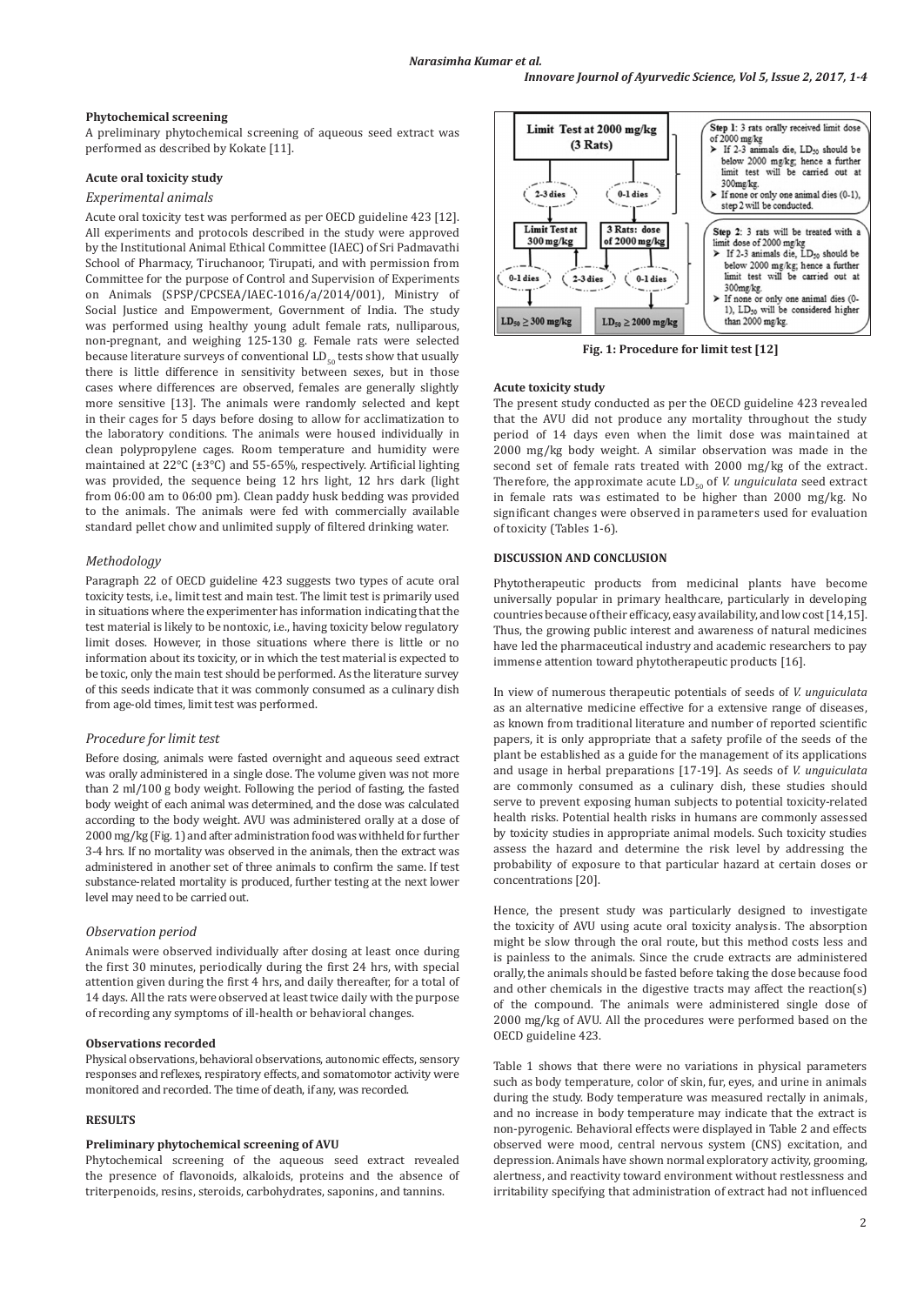**Phytochemical screening**

A preliminary phytochemical screening of aqueous seed extract was performed as described by Kokate [11].

**Acute oral toxicity study**

*Experimental animals*

Acute oral toxicity test was performed as per OECD guideline 423 [12]. All experiments and protocols described in the study were approved by the Institutional Animal Ethical Committee (IAEC) of Sri Padmavathi School of Pharmacy, Tiruchanoor, Tirupati, and with permission from Committee for the purpose of Control and Supervision of Experiments on Animals (SPSP/CPCSEA/IAEC-1016/a/2014/001), Ministry of Social Justice and Empowerment, Government of India. The study was performed using healthy young adult female rats, nulliparous, non-pregnant, and weighing 125-130 g. Female rats were selected because literature surveys of conventional $LD_{50}$ tests show that usually there is little difference in sensitivity between sexes, but in those cases where differences are observed, females are generally slightly more sensitive [13]. The animals were randomly selected and kept in their cages for 5 days before dosing to allow for acclimatization to the laboratory conditions. The animals were housed individually in clean polypropylene cages. Room temperature and humidity were maintained at 22°C (±3°C) and 55-65%, respectively. Artificial lighting was provided, the sequence being 12 hrs light, 12 hrs dark (light from 06:00 am to 06:00 pm). Clean paddy husk bedding was provided to the animals. The animals were fed with commercially available standard pellet chow and unlimited supply of filtered drinking water.

*Methodology*

Paragraph 22 of OECD guideline 423 suggests two types of acute oral toxicity tests, i.e., limit test and main test. The limit test is primarily used in situations where the experimenter has information indicating that the test material is likely to be nontoxic, i.e., having toxicity below regulatory limit doses. However, in those situations where there is little or no information about its toxicity, or in which the test material is expected to be toxic, only the main test should be performed. As the literature survey of this seeds indicate that it was commonly consumed as a culinary dish from age-old times, limit test was performed.

*Procedure for limit test*

Before dosing, animals were fasted overnight and aqueous seed extract was orally administered in a single dose. The volume given was not more than 2 ml/100 g body weight. Following the period of fasting, the fasted body weight of each animal was determined, and the dose was calculated according to the body weight. AVU was administered orally at a dose of 2000 mg/kg (Fig. 1) and after administration food was withheld for further 3-4 hrs. If no mortality was observed in the animals, then the extract was administered in another set of three animals to confirm the same. If test substance-related mortality is produced, further testing at the next lower level may need to be carried out.

*Observation period*

Animals were observed individually after dosing at least once during the first 30 minutes, periodically during the first 24 hrs, with special attention given during the first 4 hrs, and daily thereafter, for a total of 14 days. All the rats were observed at least twice daily with the purpose of recording any symptoms of ill-health or behavioral changes.

**Observations recorded**

Physical observations, behavioral observations, autonomic effects, sensory responses and reflexes, respiratory effects, and somatomotor activity were monitored and recorded. The time of death, if any, was recorded.

**RESULTS**

**Preliminary phytochemical screening of AVU**

Phytochemical screening of the aqueous seed extract revealed the presence of flavonoids, alkaloids, proteins and the absence of triterpenoids, resins, steroids, carbohydrates, saponins, and tannins.

Limit Test at 2000 mg/kg (3 Rats)

2-3 dies → Limit Test at 300 mg/kg → 0-1 dies → $LD_{50} \geq 300$ mg/kg; 2-3 dies (return)

0-1 dies → 3 Rats: dose of 2000 mg/kg → 2-3 dies (to Limit Test at 300 mg/kg); 0-1 dies → $LD_{50} \geq 2000$ mg/kg

Step 1: 3 rats orally received limit dose of 2000 mg/kg
- If 2-3 animals die, $LD_{50}$ should be below 2000 mg/kg; hence a further limit test will be carried out at 300mg/kg.
- If none or only one animal dies (0-1), step 2 will be conducted.

Step 2: 3 rats will be treated with a limit dose of 2000 mg/kg
- If 2-3 animals die, $LD_{50}$ should be below 2000 mg/kg; hence a further limit test will be carried out at 300mg/kg.
- If none or only one animal dies (0-1), $LD_{50}$ will be considered higher than 2000 mg/kg.

**Fig. 1: Procedure for limit test [12]**

**Acute toxicity study**

The present study conducted as per the OECD guideline 423 revealed that the AVU did not produce any mortality throughout the study period of 14 days even when the limit dose was maintained at 2000 mg/kg body weight. A similar observation was made in the second set of female rats treated with 2000 mg/kg of the extract. Therefore, the approximate acute $LD_{50}$ of *V. unguiculata* seed extract in female rats was estimated to be higher than 2000 mg/kg. No significant changes were observed in parameters used for evaluation of toxicity (Tables 1-6).

**DISCUSSION AND CONCLUSION**

Phytotherapeutic products from medicinal plants have become universally popular in primary healthcare, particularly in developing countries because of their efficacy, easy availability, and low cost [14,15]. Thus, the growing public interest and awareness of natural medicines have led the pharmaceutical industry and academic researchers to pay immense attention toward phytotherapeutic products [16].

In view of numerous therapeutic potentials of seeds of *V. unguiculata* as an alternative medicine effective for a extensive range of diseases, as known from traditional literature and number of reported scientific papers, it is only appropriate that a safety profile of the seeds of the plant be established as a guide for the management of its applications and usage in herbal preparations [17-19]. As seeds of *V. unguiculata* are commonly consumed as a culinary dish, these studies should serve to prevent exposing human subjects to potential toxicity-related health risks. Potential health risks in humans are commonly assessed by toxicity studies in appropriate animal models. Such toxicity studies assess the hazard and determine the risk level by addressing the probability of exposure to that particular hazard at certain doses or concentrations [20].

Hence, the present study was particularly designed to investigate the toxicity of AVU using acute oral toxicity analysis. The absorption might be slow through the oral route, but this method costs less and is painless to the animals. Since the crude extracts are administered orally, the animals should be fasted before taking the dose because food and other chemicals in the digestive tracts may affect the reaction(s) of the compound. The animals were administered single dose of 2000 mg/kg of AVU. All the procedures were performed based on the OECD guideline 423.

Table 1 shows that there were no variations in physical parameters such as body temperature, color of skin, fur, eyes, and urine in animals during the study. Body temperature was measured rectally in animals, and no increase in body temperature may indicate that the extract is non-pyrogenic. Behavioral effects were displayed in Table 2 and effects observed were mood, central nervous system (CNS) excitation, and depression. Animals have shown normal exploratory activity, grooming, alertness, and reactivity toward environment without restlessness and irritability specifying that administration of extract had not influenced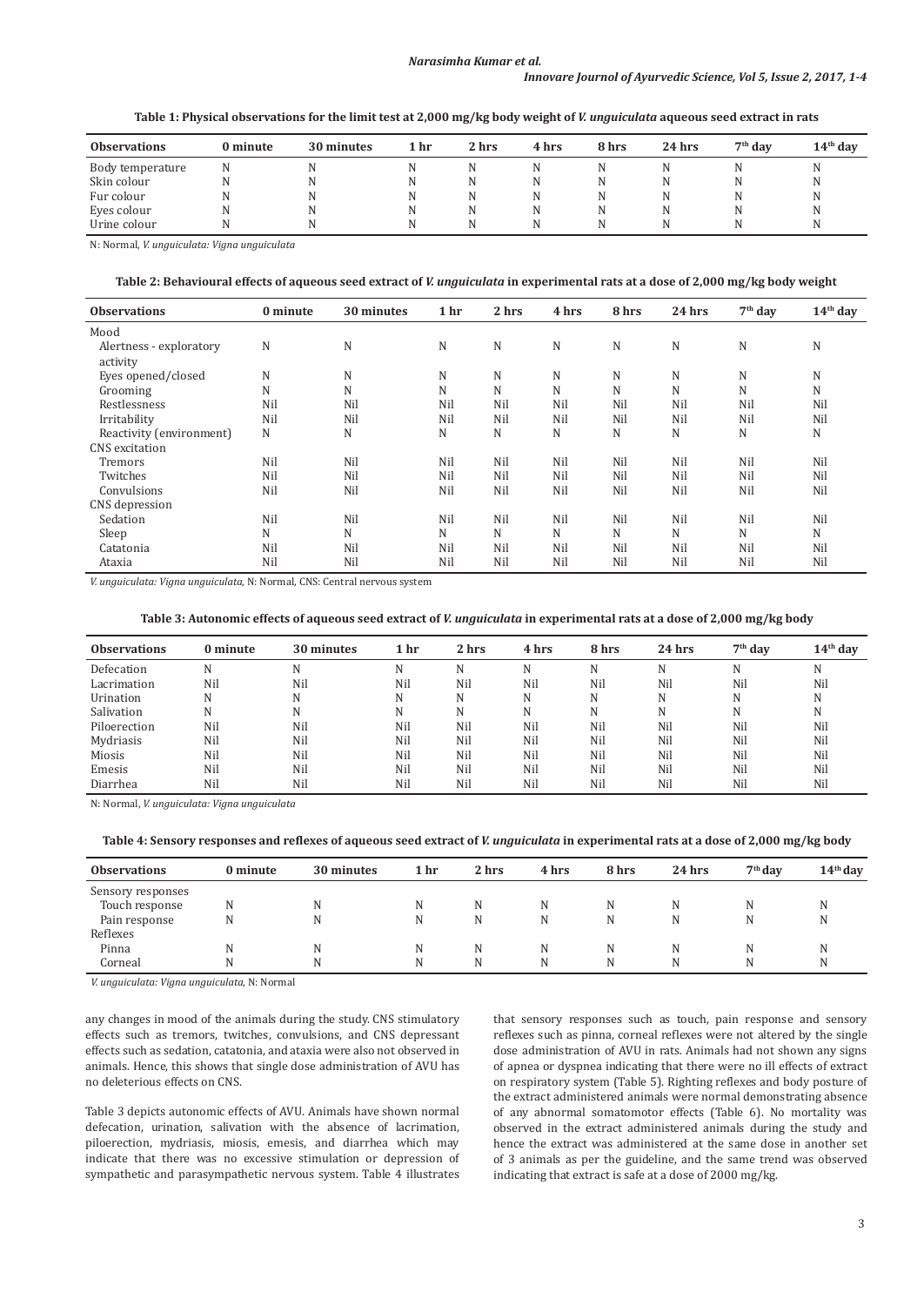**Table 1: Physical observations for the limit test at 2,000 mg/kg body weight of *V. unguiculata* aqueous seed extract in rats**

| Observations | 0 minute | 30 minutes | 1 hr | 2 hrs | 4 hrs | 8 hrs | 24 hrs | 7th day | 14th day |
|---|---|---|---|---|---|---|---|---|---|
| Body temperature | N | N | N | N | N | N | N | N | N |
| Skin colour | N | N | N | N | N | N | N | N | N |
| Fur colour | N | N | N | N | N | N | N | N | N |
| Eyes colour | N | N | N | N | N | N | N | N | N |
| Urine colour | N | N | N | N | N | N | N | N | N |

N: Normal, *V. unguiculata: Vigna unguiculata*

**Table 2: Behavioural effects of aqueous seed extract of *V. unguiculata* in experimental rats at a dose of 2,000 mg/kg body weight**

| Observations | 0 minute | 30 minutes | 1 hr | 2 hrs | 4 hrs | 8 hrs | 24 hrs | 7th day | 14th day |
|---|---|---|---|---|---|---|---|---|---|
| Mood | | | | | | | | | |
| Alertness - exploratory activity | N | N | N | N | N | N | N | N | N |
| Eyes opened/closed | N | N | N | N | N | N | N | N | N |
| Grooming | N | N | N | N | N | N | N | N | N |
| Restlessness | Nil | Nil | Nil | Nil | Nil | Nil | Nil | Nil | Nil |
| Irritability | Nil | Nil | Nil | Nil | Nil | Nil | Nil | Nil | Nil |
| Reactivity (environment) | N | N | N | N | N | N | N | N | N |
| CNS excitation | | | | | | | | | |
| Tremors | Nil | Nil | Nil | Nil | Nil | Nil | Nil | Nil | Nil |
| Twitches | Nil | Nil | Nil | Nil | Nil | Nil | Nil | Nil | Nil |
| Convulsions | Nil | Nil | Nil | Nil | Nil | Nil | Nil | Nil | Nil |
| CNS depression | | | | | | | | | |
| Sedation | Nil | Nil | Nil | Nil | Nil | Nil | Nil | Nil | Nil |
| Sleep | N | N | N | N | N | N | N | N | N |
| Catatonia | Nil | Nil | Nil | Nil | Nil | Nil | Nil | Nil | Nil |
| Ataxia | Nil | Nil | Nil | Nil | Nil | Nil | Nil | Nil | Nil |

*V. unguiculata: Vigna unguiculata*, N: Normal, CNS: Central nervous system

**Table 3: Autonomic effects of aqueous seed extract of *V. unguiculata* in experimental rats at a dose of 2,000 mg/kg body**

| Observations | 0 minute | 30 minutes | 1 hr | 2 hrs | 4 hrs | 8 hrs | 24 hrs | 7th day | 14th day |
|---|---|---|---|---|---|---|---|---|---|
| Defecation | N | N | N | N | N | N | N | N | N |
| Lacrimation | Nil | Nil | Nil | Nil | Nil | Nil | Nil | Nil | Nil |
| Urination | N | N | N | N | N | N | N | N | N |
| Salivation | N | N | N | N | N | N | N | N | N |
| Piloerection | Nil | Nil | Nil | Nil | Nil | Nil | Nil | Nil | Nil |
| Mydriasis | Nil | Nil | Nil | Nil | Nil | Nil | Nil | Nil | Nil |
| Miosis | Nil | Nil | Nil | Nil | Nil | Nil | Nil | Nil | Nil |
| Emesis | Nil | Nil | Nil | Nil | Nil | Nil | Nil | Nil | Nil |
| Diarrhea | Nil | Nil | Nil | Nil | Nil | Nil | Nil | Nil | Nil |

N: Normal, *V. unguiculata: Vigna unguiculata*

**Table 4: Sensory responses and reflexes of aqueous seed extract of *V. unguiculata* in experimental rats at a dose of 2,000 mg/kg body**

| Observations | 0 minute | 30 minutes | 1 hr | 2 hrs | 4 hrs | 8 hrs | 24 hrs | 7th day | 14th day |
|---|---|---|---|---|---|---|---|---|---|
| Sensory responses | | | | | | | | | |
| Touch response | N | N | N | N | N | N | N | N | N |
| Pain response | N | N | N | N | N | N | N | N | N |
| Reflexes | | | | | | | | | |
| Pinna | N | N | N | N | N | N | N | N | N |
| Corneal | N | N | N | N | N | N | N | N | N |

*V. unguiculata: Vigna unguiculata*, N: Normal

any changes in mood of the animals during the study. CNS stimulatory effects such as tremors, twitches, convulsions, and CNS depressant effects such as sedation, catatonia, and ataxia were also not observed in animals. Hence, this shows that single dose administration of AVU has no deleterious effects on CNS.

Table 3 depicts autonomic effects of AVU. Animals have shown normal defecation, urination, salivation with the absence of lacrimation, piloerection, mydriasis, miosis, emesis, and diarrhea which may indicate that there was no excessive stimulation or depression of sympathetic and parasympathetic nervous system. Table 4 illustrates that sensory responses such as touch, pain response and sensory reflexes such as pinna, corneal reflexes were not altered by the single dose administration of AVU in rats. Animals had not shown any signs of apnea or dyspnea indicating that there were no ill effects of extract on respiratory system (Table 5). Righting reflexes and body posture of the extract administered animals were normal demonstrating absence of any abnormal somatomotor effects (Table 6). No mortality was observed in the extract administered animals during the study and hence the extract was administered at the same dose in another set of 3 animals as per the guideline, and the same trend was observed indicating that extract is safe at a dose of 2000 mg/kg.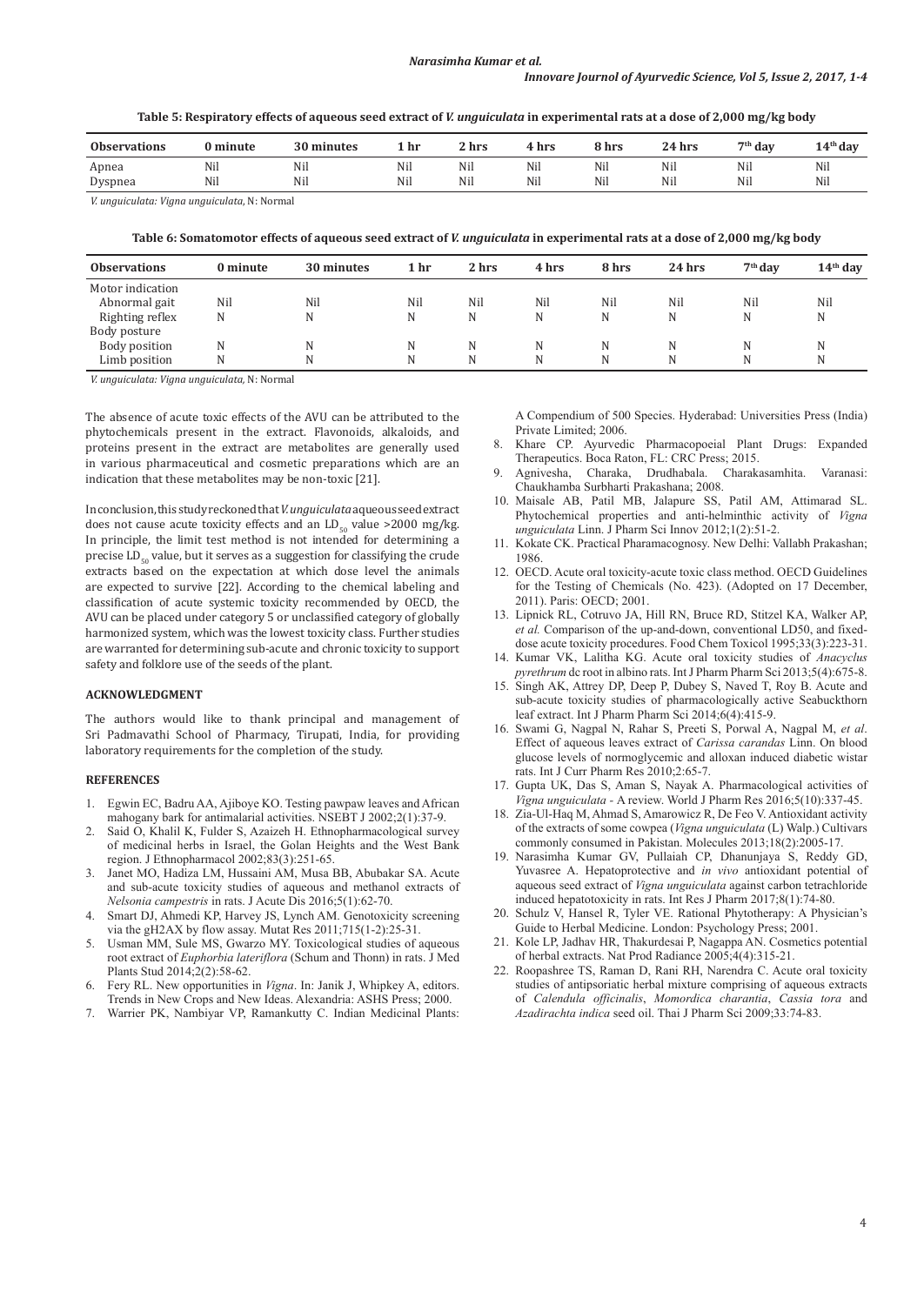**Table 5: Respiratory effects of aqueous seed extract of *V. unguiculata* in experimental rats at a dose of 2,000 mg/kg body**

| Observations | 0 minute | 30 minutes | 1 hr | 2 hrs | 4 hrs | 8 hrs | 24 hrs | 7th day | 14th day |
|---|---|---|---|---|---|---|---|---|---|
| Apnea | Nil | Nil | Nil | Nil | Nil | Nil | Nil | Nil | Nil |
| Dyspnea | Nil | Nil | Nil | Nil | Nil | Nil | Nil | Nil | Nil |

*V. unguiculata: Vigna unguiculata*, N: Normal

**Table 6: Somatomotor effects of aqueous seed extract of *V. unguiculata* in experimental rats at a dose of 2,000 mg/kg body**

| Observations | 0 minute | 30 minutes | 1 hr | 2 hrs | 4 hrs | 8 hrs | 24 hrs | 7th day | 14th day |
|---|---|---|---|---|---|---|---|---|---|
| Motor indication | | | | | | | | | |
| Abnormal gait | Nil | Nil | Nil | Nil | Nil | Nil | Nil | Nil | Nil |
| Righting reflex | N | N | N | N | N | N | N | N | N |
| Body posture | | | | | | | | | |
| Body position | N | N | N | N | N | N | N | N | N |
| Limb position | N | N | N | N | N | N | N | N | N |

*V. unguiculata: Vigna unguiculata*, N: Normal

The absence of acute toxic effects of the AVU can be attributed to the phytochemicals present in the extract. Flavonoids, alkaloids, and proteins present in the extract are metabolites are generally used in various pharmaceutical and cosmetic preparations which are an indication that these metabolites may be non-toxic [21].

In conclusion, this study reckoned that *V. unguiculata* aqueous seed extract does not cause acute toxicity effects and an $LD_{50}$ value >2000 mg/kg. In principle, the limit test method is not intended for determining a precise $LD_{50}$ value, but it serves as a suggestion for classifying the crude extracts based on the expectation at which dose level the animals are expected to survive [22]. According to the chemical labeling and classification of acute systemic toxicity recommended by OECD, the AVU can be placed under category 5 or unclassified category of globally harmonized system, which was the lowest toxicity class. Further studies are warranted for determining sub-acute and chronic toxicity to support safety and folklore use of the seeds of the plant.

## ACKNOWLEDGMENT

The authors would like to thank principal and management of Sri Padmavathi School of Pharmacy, Tirupati, India, for providing laboratory requirements for the completion of the study.

## REFERENCES

1. Egwin EC, Badru AA, Ajiboye KO. Testing pawpaw leaves and African mahogany bark for antimalarial activities. NSEBT J 2002;2(1):37-9.
2. Said O, Khalil K, Fulder S, Azaizeh H. Ethnopharmacological survey of medicinal herbs in Israel, the Golan Heights and the West Bank region. J Ethnopharmacol 2002;83(3):251-65.
3. Janet MO, Hadiza LM, Hussaini AM, Musa BB, Abubakar SA. Acute and sub-acute toxicity studies of aqueous and methanol extracts of *Nelsonia campestris* in rats. J Acute Dis 2016;5(1):62-70.
4. Smart DJ, Ahmedi KP, Harvey JS, Lynch AM. Genotoxicity screening via the gH2AX by flow assay. Mutat Res 2011;715(1-2):25-31.
5. Usman MM, Sule MS, Gwarzo MY. Toxicological studies of aqueous root extract of *Euphorbia lateriflora* (Schum and Thonn) in rats. J Med Plants Stud 2014;2(2):58-62.
6. Fery RL. New opportunities in *Vigna*. In: Janik J, Whipkey A, editors. Trends in New Crops and New Ideas. Alexandria: ASHS Press; 2000.
7. Warrier PK, Nambiyar VP, Ramankutty C. Indian Medicinal Plants: A Compendium of 500 Species. Hyderabad: Universities Press (India) Private Limited; 2006.
8. Khare CP. Ayurvedic Pharmacopoeial Plant Drugs: Expanded Therapeutics. Boca Raton, FL: CRC Press; 2015.
9. Agnivesha, Charaka, Drudhabala. Charakasamhita. Varanasi: Chaukhamba Surbharti Prakashana; 2008.
10. Maisale AB, Patil MB, Jalapure SS, Patil AM, Attimarad SL. Phytochemical properties and anti-helminthic activity of *Vigna unguiculata* Linn. J Pharm Sci Innov 2012;1(2):51-2.
11. Kokate CK. Practical Pharamacognosy. New Delhi: Vallabh Prakashan; 1986.
12. OECD. Acute oral toxicity-acute toxic class method. OECD Guidelines for the Testing of Chemicals (No. 423). (Adopted on 17 December, 2011). Paris: OECD; 2001.
13. Lipnick RL, Cotruvo JA, Hill RN, Bruce RD, Stitzel KA, Walker AP, *et al.* Comparison of the up-and-down, conventional LD50, and fixed-dose acute toxicity procedures. Food Chem Toxicol 1995;33(3):223-31.
14. Kumar VK, Lalitha KG. Acute oral toxicity studies of *Anacyclus pyrethrum* dc root in albino rats. Int J Pharm Pharm Sci 2013;5(4):675-8.
15. Singh AK, Attrey DP, Deep P, Dubey S, Naved T, Roy B. Acute and sub-acute toxicity studies of pharmacologically active Seabuckthorn leaf extract. Int J Pharm Pharm Sci 2014;6(4):415-9.
16. Swami G, Nagpal N, Rahar S, Preeti S, Porwal A, Nagpal M, *et al*. Effect of aqueous leaves extract of *Carissa carandas* Linn. On blood glucose levels of normoglycemic and alloxan induced diabetic wistar rats. Int J Curr Pharm Res 2010;2:65-7.
17. Gupta UK, Das S, Aman S, Nayak A. Pharmacological activities of *Vigna unguiculata* - A review. World J Pharm Res 2016;5(10):337-45.
18. Zia-Ul-Haq M, Ahmad S, Amarowicz R, De Feo V. Antioxidant activity of the extracts of some cowpea (*Vigna unguiculata* (L) Walp.) Cultivars commonly consumed in Pakistan. Molecules 2013;18(2):2005-17.
19. Narasimha Kumar GV, Pullaiah CP, Dhanunjaya S, Reddy GD, Yuvasree A. Hepatoprotective and *in vivo* antioxidant potential of aqueous seed extract of *Vigna unguiculata* against carbon tetrachloride induced hepatotoxicity in rats. Int Res J Pharm 2017;8(1):74-80.
20. Schulz V, Hansel R, Tyler VE. Rational Phytotherapy: A Physician's Guide to Herbal Medicine. London: Psychology Press; 2001.
21. Kole LP, Jadhav HR, Thakurdesai P, Nagappa AN. Cosmetics potential of herbal extracts. Nat Prod Radiance 2005;4(4):315-21.
22. Roopashree TS, Raman D, Rani RH, Narendra C. Acute oral toxicity studies of antipsoriatic herbal mixture comprising of aqueous extracts of *Calendula officinalis*, *Momordica charantia*, *Cassia tora* and *Azadirachta indica* seed oil. Thai J Pharm Sci 2009;33:74-83.